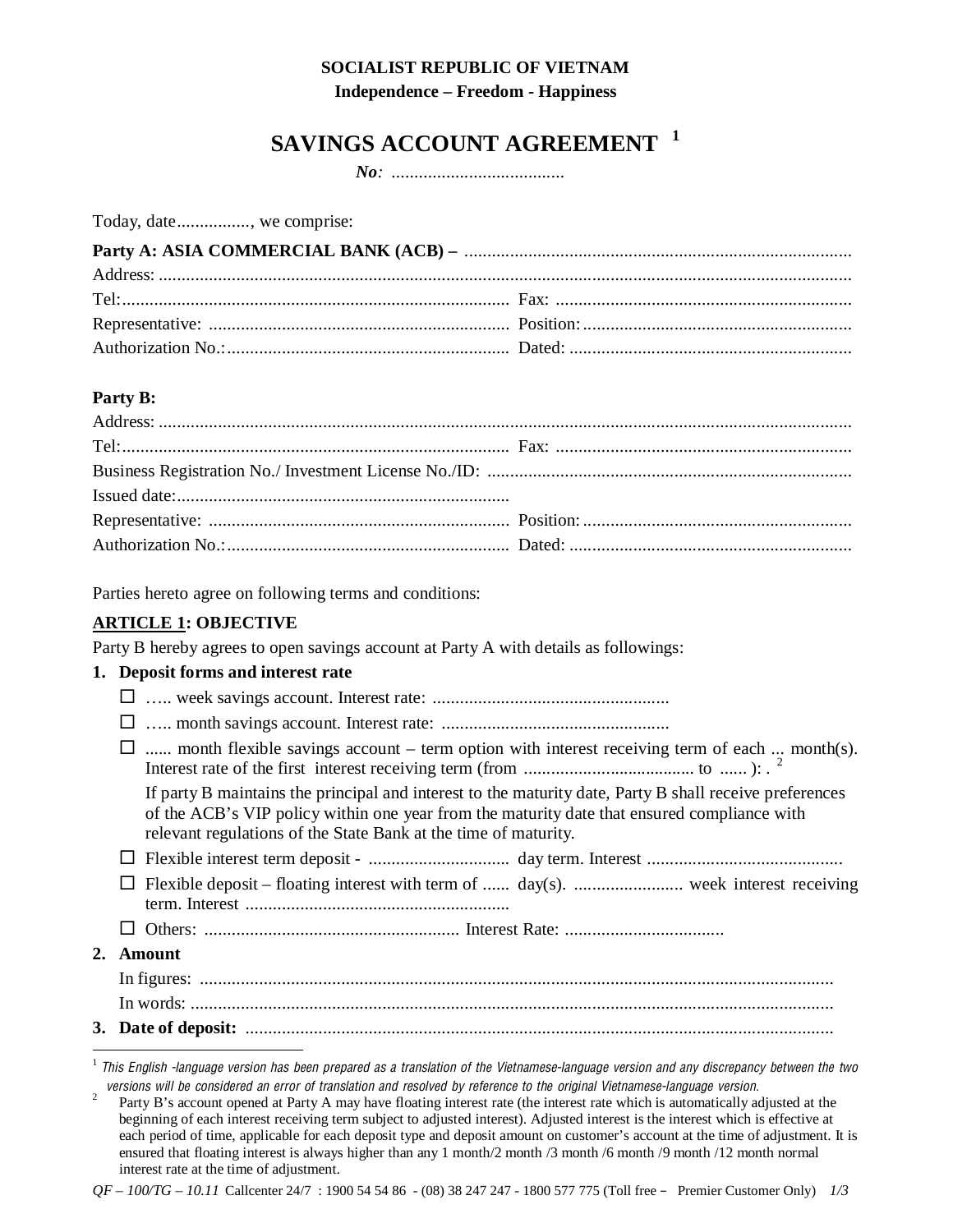**SOCIALIST REPUBLIC OF VIETNAM**
**Independence – Freedom - Happiness**

# SAVINGS ACCOUNT AGREEMENT [1]

***No**: ......................................*

Today, date................, we comprise:

**Party A: ASIA COMMERCIAL BANK (ACB) –** ....................................................................................
Address: ..........................................................................................................................................
Tel:.................................................................................... Fax: ................................................................
Representative: ................................................................. Position: ...........................................................
Authorization No.:............................................................. Dated: .............................................................

**Party B:**
Address: ..........................................................................................................................................
Tel:.................................................................................... Fax: ................................................................
Business Registration No./ Investment License No./ID: ................................................................................
Issued date:........................................................................
Representative: ................................................................. Position: ...........................................................
Authorization No.:............................................................. Dated: .............................................................

Parties hereto agree on following terms and conditions:

**ARTICLE 1: OBJECTIVE**

Party B hereby agrees to open savings account at Party A with details as followings:

1. **Deposit forms and interest rate**
   - ☐ ….. week savings account. Interest rate: ....................................................
   - ☐ ….. month savings account. Interest rate: ..................................................
   - ☐ ...... month flexible savings account – term option with interest receiving term of each ... month(s). Interest rate of the first interest receiving term (from ...................................... to ...... ): . [2]

     If party B maintains the principal and interest to the maturity date, Party B shall receive preferences of the ACB's VIP policy within one year from the maturity date that ensured compliance with relevant regulations of the State Bank at the time of maturity.
   - ☐ Flexible interest term deposit - ............................... day term. Interest ...........................................
   - ☐ Flexible deposit – floating interest with term of ...... day(s). ........................ week interest receiving term. Interest ..........................................................
   - ☐ Others: ........................................................ Interest Rate: ...................................
2. **Amount**

   In figures: ..........................................................................................................................................

   In words: ............................................................................................................................................
3. **Date of deposit:** ................................................................................................................................

---

[1] *This English -language version has been prepared as a translation of the Vietnamese-language version and any discrepancy between the two versions will be considered an error of translation and resolved by reference to the original Vietnamese-language version.*

[2] Party B's account opened at Party A may have floating interest rate (the interest rate which is automatically adjusted at the beginning of each interest receiving term subject to adjusted interest). Adjusted interest is the interest which is effective at each period of time, applicable for each deposit type and deposit amount on customer's account at the time of adjustment. It is ensured that floating interest is always higher than any 1 month/2 month /3 month /6 month /9 month /12 month normal interest rate at the time of adjustment.

*QF – 100/TG – 10.11* Callcenter 24/7 : 1900 54 54 86 - (08) 38 247 247 - 1800 577 775 (Toll free – Premier Customer Only)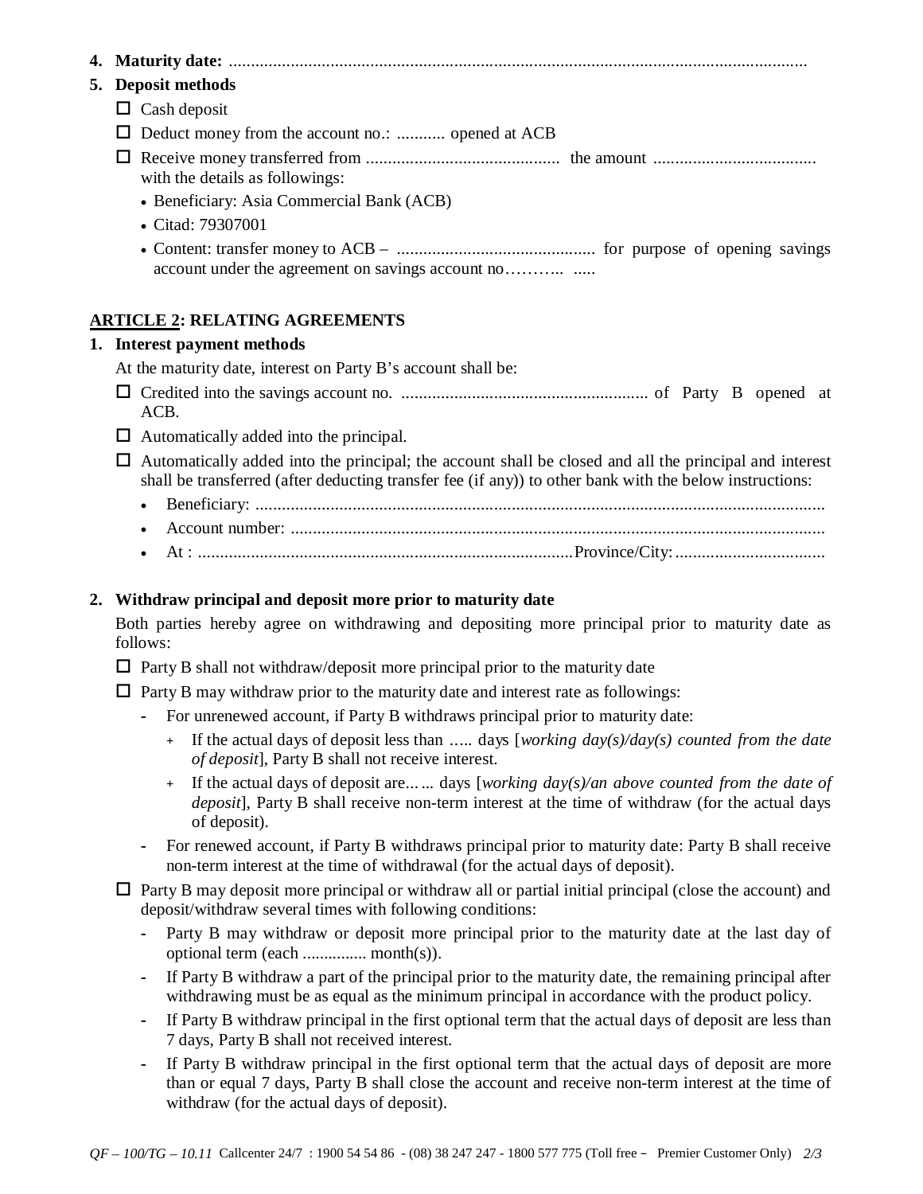4. **Maturity date:** ...................................................................................................................................

5. **Deposit methods**

   ☐ Cash deposit

   ☐ Deduct money from the account no.: ........... opened at ACB

   ☐ Receive money transferred from ............................................ the amount ..................................... with the details as followings:

   - Beneficiary: Asia Commercial Bank (ACB)
   - Citad: 79307001
   - Content: transfer money to ACB – ............................................. for purpose of opening savings account under the agreement on savings account no……….. .....

**ARTICLE 2: RELATING AGREEMENTS**

1. **Interest payment methods**

   At the maturity date, interest on Party B's account shall be:

   ☐ Credited into the savings account no. ........................................................ of Party B opened at ACB.

   ☐ Automatically added into the principal.

   ☐ Automatically added into the principal; the account shall be closed and all the principal and interest shall be transferred (after deducting transfer fee (if any)) to other bank with the below instructions:

   - Beneficiary: ..................................................................................................................................
   - Account number: ..........................................................................................................................
   - At : .....................................................................................Province/City: ..................................

2. **Withdraw principal and deposit more prior to maturity date**

   Both parties hereby agree on withdrawing and depositing more principal prior to maturity date as follows:

   ☐ Party B shall not withdraw/deposit more principal prior to the maturity date

   ☐ Party B may withdraw prior to the maturity date and interest rate as followings:

   - For unrenewed account, if Party B withdraws principal prior to maturity date:
     - If the actual days of deposit less than ….. days [*working day(s)/day(s) counted from the date of deposit*], Party B shall not receive interest.
     - If the actual days of deposit are…... days [*working day(s)/an above counted from the date of deposit*], Party B shall receive non-term interest at the time of withdraw (for the actual days of deposit).
   - For renewed account, if Party B withdraws principal prior to maturity date: Party B shall receive non-term interest at the time of withdrawal (for the actual days of deposit).

   ☐ Party B may deposit more principal or withdraw all or partial initial principal (close the account) and deposit/withdraw several times with following conditions:

   - Party B may withdraw or deposit more principal prior to the maturity date at the last day of optional term (each ............... month(s)).
   - If Party B withdraw a part of the principal prior to the maturity date, the remaining principal after withdrawing must be as equal as the minimum principal in accordance with the product policy.
   - If Party B withdraw principal in the first optional term that the actual days of deposit are less than 7 days, Party B shall not received interest.
   - If Party B withdraw principal in the first optional term that the actual days of deposit are more than or equal 7 days, Party B shall close the account and receive non-term interest at the time of withdraw (for the actual days of deposit).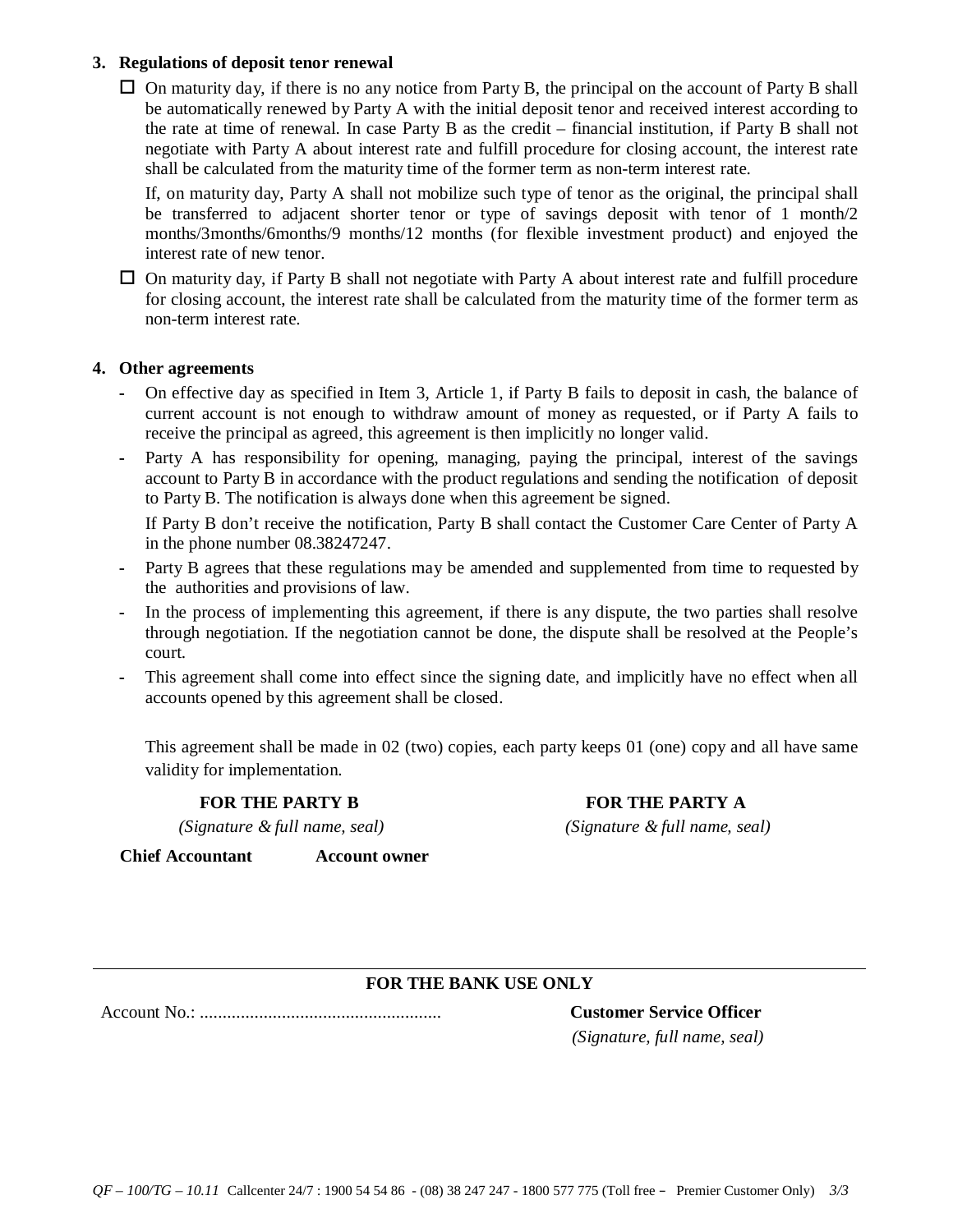**3. Regulations of deposit tenor renewal**

☐ On maturity day, if there is no any notice from Party B, the principal on the account of Party B shall be automatically renewed by Party A with the initial deposit tenor and received interest according to the rate at time of renewal. In case Party B as the credit – financial institution, if Party B shall not negotiate with Party A about interest rate and fulfill procedure for closing account, the interest rate shall be calculated from the maturity time of the former term as non-term interest rate.

If, on maturity day, Party A shall not mobilize such type of tenor as the original, the principal shall be transferred to adjacent shorter tenor or type of savings deposit with tenor of 1 month/2 months/3months/6months/9 months/12 months (for flexible investment product) and enjoyed the interest rate of new tenor.

☐ On maturity day, if Party B shall not negotiate with Party A about interest rate and fulfill procedure for closing account, the interest rate shall be calculated from the maturity time of the former term as non-term interest rate.

**4. Other agreements**

- On effective day as specified in Item 3, Article 1, if Party B fails to deposit in cash, the balance of current account is not enough to withdraw amount of money as requested, or if Party A fails to receive the principal as agreed, this agreement is then implicitly no longer valid.
- Party A has responsibility for opening, managing, paying the principal, interest of the savings account to Party B in accordance with the product regulations and sending the notification of deposit to Party B. The notification is always done when this agreement be signed.

  If Party B don't receive the notification, Party B shall contact the Customer Care Center of Party A in the phone number 08.38247247.
- Party B agrees that these regulations may be amended and supplemented from time to requested by the authorities and provisions of law.
- In the process of implementing this agreement, if there is any dispute, the two parties shall resolve through negotiation. If the negotiation cannot be done, the dispute shall be resolved at the People's court.
- This agreement shall come into effect since the signing date, and implicitly have no effect when all accounts opened by this agreement shall be closed.

This agreement shall be made in 02 (two) copies, each party keeps 01 (one) copy and all have same validity for implementation.

**FOR THE PARTY B**
*(Signature & full name, seal)*

**Chief Accountant** **Account owner**

**FOR THE PARTY A**
*(Signature & full name, seal)*

---

**FOR THE BANK USE ONLY**

Account No.: .....................................................

**Customer Service Officer**
*(Signature, full name, seal)*

*QF – 100/TG – 10.11* Callcenter 24/7 : 1900 54 54 86 - (08) 38 247 247 - 1800 577 775 (Toll free – Premier Customer Only)